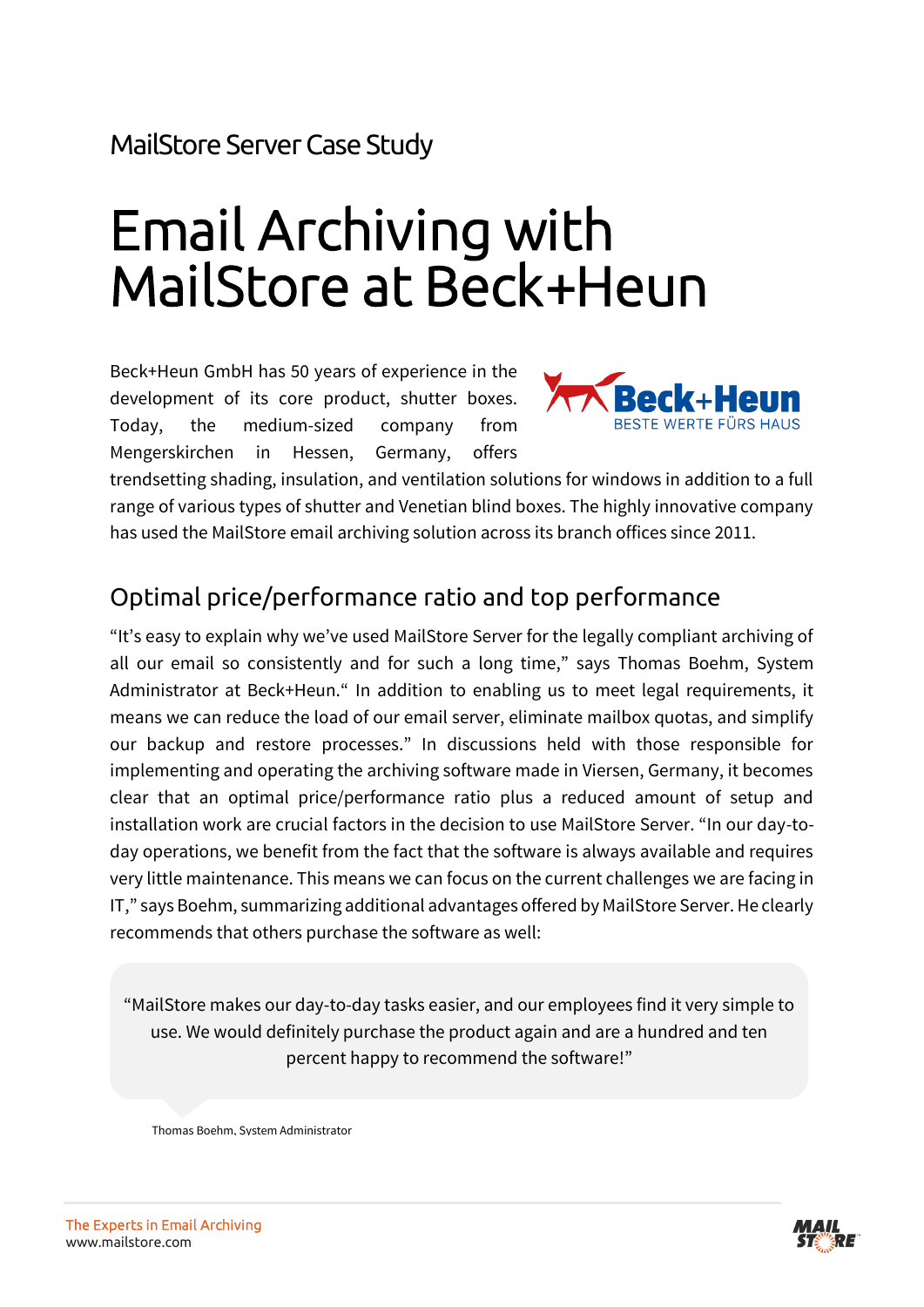MailStore Server Case Study

# Email Archiving with MailStore at Beck+Heun

Beck+Heun GmbH has 50 years of experience in the development of its core product, shutter boxes. Today, the medium-sized company from Mengerskirchen in Hessen, Germany, offers trendsetting shading, insulation, and ventilation solutions for windows in addition to a full range of various types of shutter and Venetian blind boxes. The highly innovative company has used the MailStore email archiving solution across its branch offices since 2011.

## Optimal price/performance ratio and top performance

"It's easy to explain why we've used MailStore Server for the legally compliant archiving of all our email so consistently and for such a long time," says Thomas Boehm, System Administrator at Beck+Heun." In addition to enabling us to meet legal requirements, it means we can reduce the load of our email server, eliminate mailbox quotas, and simplify our backup and restore processes." In discussions held with those responsible for implementing and operating the archiving software made in Viersen, Germany, it becomes clear that an optimal price/performance ratio plus a reduced amount of setup and installation work are crucial factors in the decision to use MailStore Server. "In our day-to-day operations, we benefit from the fact that the software is always available and requires very little maintenance. This means we can focus on the current challenges we are facing in IT," says Boehm, summarizing additional advantages offered by MailStore Server. He clearly recommends that others purchase the software as well:

> "MailStore makes our day-to-day tasks easier, and our employees find it very simple to use. We would definitely purchase the product again and are a hundred and ten percent happy to recommend the software!"

Thomas Boehm, System Administrator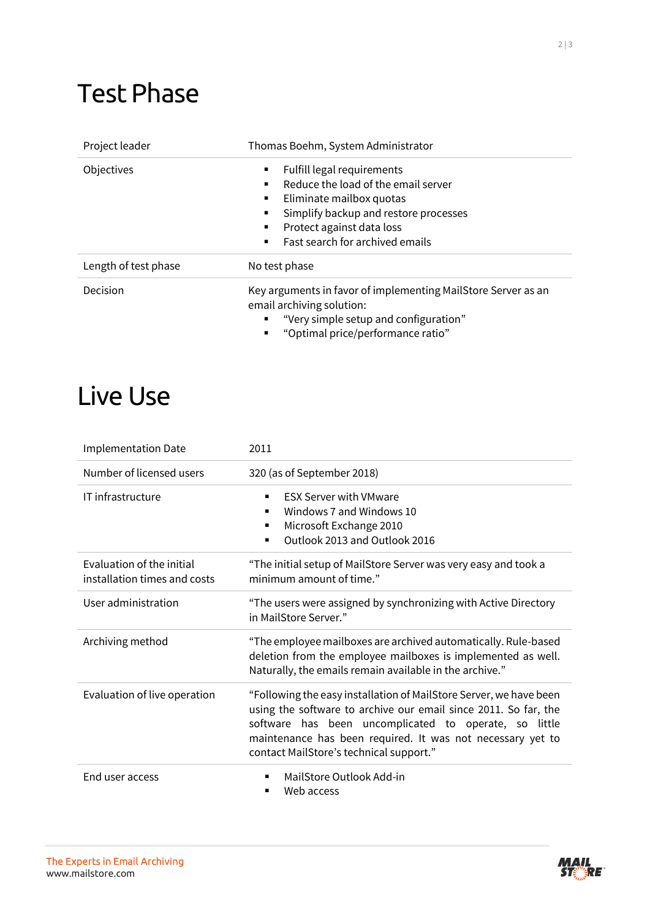# Test Phase

| | |
|---|---|
| Project leader | Thomas Boehm, System Administrator |
| Objectives | ▪ Fulfill legal requirements<br>▪ Reduce the load of the email server<br>▪ Eliminate mailbox quotas<br>▪ Simplify backup and restore processes<br>▪ Protect against data loss<br>▪ Fast search for archived emails |
| Length of test phase | No test phase |
| Decision | Key arguments in favor of implementing MailStore Server as an email archiving solution:<br>▪ "Very simple setup and configuration"<br>▪ "Optimal price/performance ratio" |

# Live Use

| | |
|---|---|
| Implementation Date | 2011 |
| Number of licensed users | 320 (as of September 2018) |
| IT infrastructure | ▪ ESX Server with VMware<br>▪ Windows 7 and Windows 10<br>▪ Microsoft Exchange 2010<br>▪ Outlook 2013 and Outlook 2016 |
| Evaluation of the initial installation times and costs | "The initial setup of MailStore Server was very easy and took a minimum amount of time." |
| User administration | "The users were assigned by synchronizing with Active Directory in MailStore Server." |
| Archiving method | "The employee mailboxes are archived automatically. Rule-based deletion from the employee mailboxes is implemented as well. Naturally, the emails remain available in the archive." |
| Evaluation of live operation | "Following the easy installation of MailStore Server, we have been using the software to archive our email since 2011. So far, the software has been uncomplicated to operate, so little maintenance has been required. It was not necessary yet to contact MailStore's technical support." |
| End user access | ▪ MailStore Outlook Add-in<br>▪ Web access |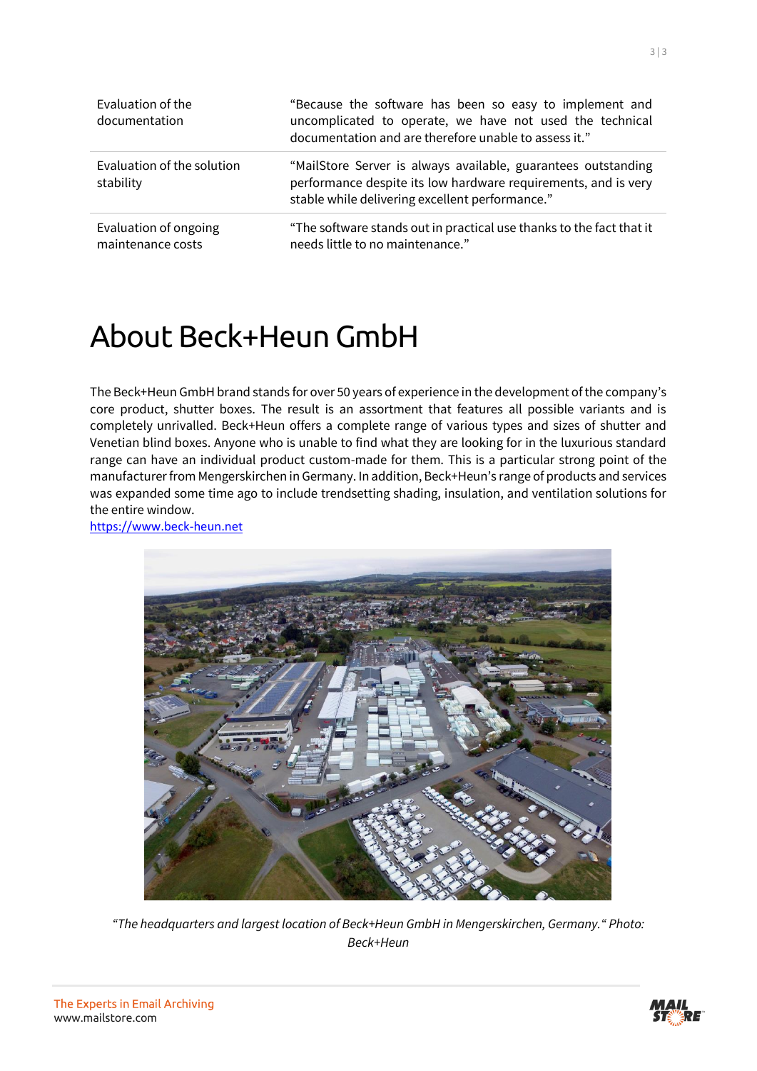| | |
|---|---|
| Evaluation of the documentation | "Because the software has been so easy to implement and uncomplicated to operate, we have not used the technical documentation and are therefore unable to assess it." |
| Evaluation of the solution stability | "MailStore Server is always available, guarantees outstanding performance despite its low hardware requirements, and is very stable while delivering excellent performance." |
| Evaluation of ongoing maintenance costs | "The software stands out in practical use thanks to the fact that it needs little to no maintenance." |

# About Beck+Heun GmbH

The Beck+Heun GmbH brand stands for over 50 years of experience in the development of the company's core product, shutter boxes. The result is an assortment that features all possible variants and is completely unrivalled. Beck+Heun offers a complete range of various types and sizes of shutter and Venetian blind boxes. Anyone who is unable to find what they are looking for in the luxurious standard range can have an individual product custom-made for them. This is a particular strong point of the manufacturer from Mengerskirchen in Germany. In addition, Beck+Heun's range of products and services was expanded some time ago to include trendsetting shading, insulation, and ventilation solutions for the entire window.
https://www.beck-heun.net

*"The headquarters and largest location of Beck+Heun GmbH in Mengerskirchen, Germany." Photo: Beck+Heun*

The Experts in Email Archiving
www.mailstore.com